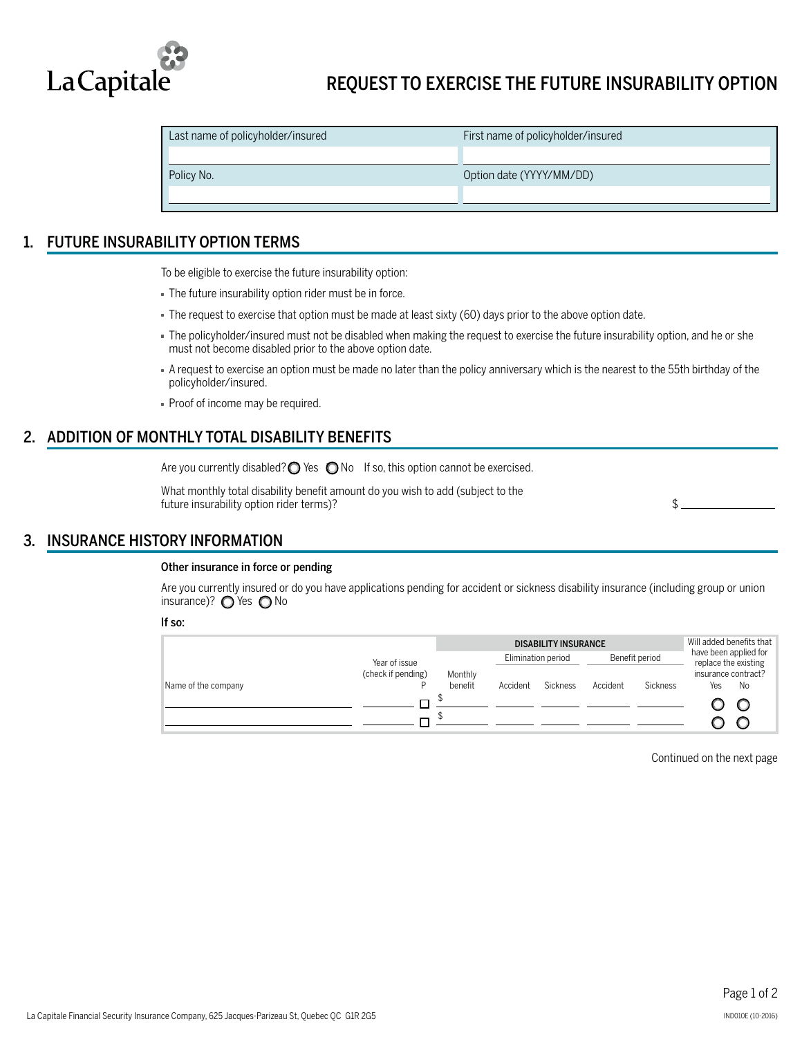La Capitale

# REQUEST TO EXERCISE THE FUTURE INSURABILITY OPTION

| Last name of policyholder/insured | First name of policyholder/insured |
|---|---|
| | |
| **Policy No.** | **Option date (YYYY/MM/DD)** |
| | |

## 1. FUTURE INSURABILITY OPTION TERMS

To be eligible to exercise the future insurability option:

- The future insurability option rider must be in force.
- The request to exercise that option must be made at least sixty (60) days prior to the above option date.
- The policyholder/insured must not be disabled when making the request to exercise the future insurability option, and he or she must not become disabled prior to the above option date.
- A request to exercise an option must be made no later than the policy anniversary which is the nearest to the 55th birthday of the policyholder/insured.
- Proof of income may be required.

## 2. ADDITION OF MONTHLY TOTAL DISABILITY BENEFITS

Are you currently disabled? ○ Yes ○ No If so, this option cannot be exercised.

What monthly total disability benefit amount do you wish to add (subject to the future insurability option rider terms)? $ ______________

## 3. INSURANCE HISTORY INFORMATION

**Other insurance in force or pending**

Are you currently insured or do you have applications pending for accident or sickness disability insurance (including group or union insurance)? ○ Yes ○ No

**If so:**

| Name of the company | Year of issue (check if pending) | P | DISABILITY INSURANCE | | | | | Will added benefits that have been applied for replace the existing insurance contract? | |
|---|---|---|---|---|---|---|---|---|---|
| | | | Monthly benefit | Elimination period | | Benefit period | | | |
| | | | | Accident | Sickness | Accident | Sickness | Yes | No |
| | | ☐ | $ | | | | | ○ | ○ |
| | | ☐ | $ | | | | | ○ | ○ |

Continued on the next page

La Capitale Financial Security Insurance Company, 625 Jacques-Parizeau St, Quebec QC G1R 2G5

IND010E (10-2016)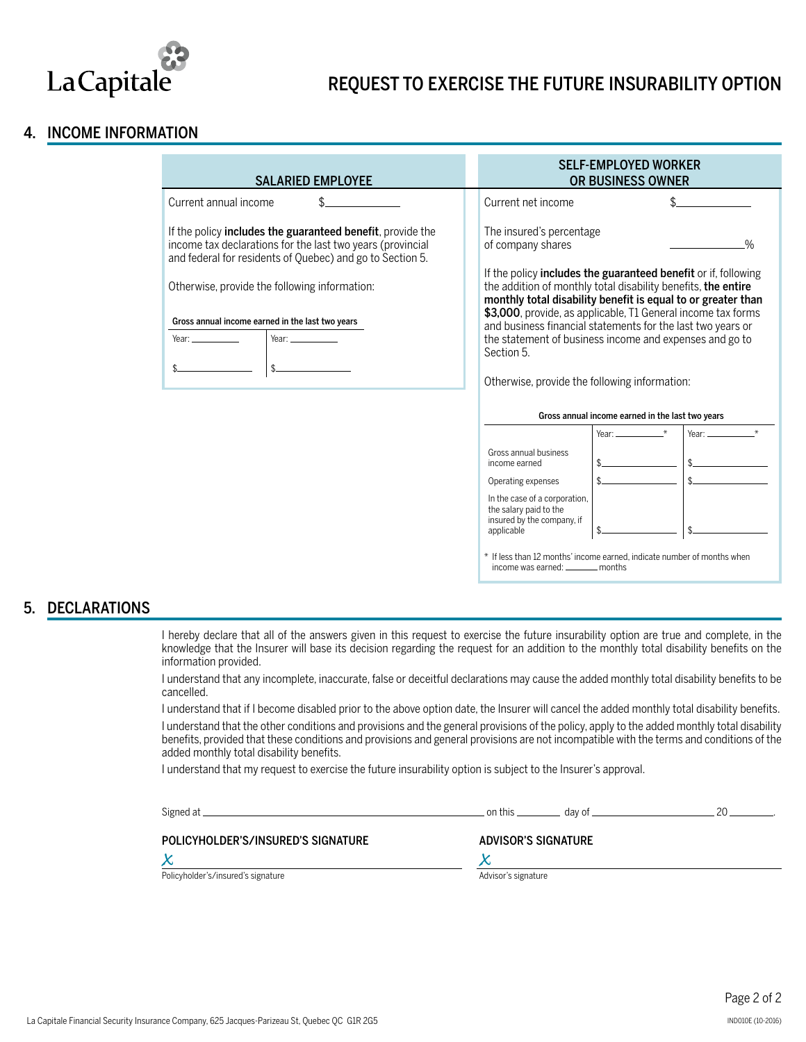# REQUEST TO EXERCISE THE FUTURE INSURABILITY OPTION

## 4. INCOME INFORMATION

### SALARIED EMPLOYEE

Current annual income $____________

If the policy **includes the guaranteed benefit**, provide the income tax declarations for the last two years (provincial and federal for residents of Quebec) and go to Section 5.

Otherwise, provide the following information:

| Gross annual income earned in the last two years | |
|---|---|
| Year: __________ | Year: __________ |
| $______________ | $______________ |

### SELF-EMPLOYED WORKER OR BUSINESS OWNER

Current net income $____________

The insured's percentage of company shares ____________%

If the policy **includes the guaranteed benefit** or if, following the addition of monthly total disability benefits, **the entire monthly total disability benefit is equal to or greater than $3,000**, provide, as applicable, T1 General income tax forms and business financial statements for the last two years or the statement of business income and expenses and go to Section 5.

Otherwise, provide the following information:

| Gross annual income earned in the last two years | | |
|---|---|---|
| | Year: __________* | Year: __________* |
| Gross annual business income earned | $______________ | $______________ |
| Operating expenses | $______________ | $______________ |
| In the case of a corporation, the salary paid to the insured by the company, if applicable | $______________ | $______________ |

\* If less than 12 months' income earned, indicate number of months when income was earned: _______ months

## 5. DECLARATIONS

I hereby declare that all of the answers given in this request to exercise the future insurability option are true and complete, in the knowledge that the Insurer will base its decision regarding the request for an addition to the monthly total disability benefits on the information provided.

I understand that any incomplete, inaccurate, false or deceitful declarations may cause the added monthly total disability benefits to be cancelled.

I understand that if I become disabled prior to the above option date, the Insurer will cancel the added monthly total disability benefits.

I understand that the other conditions and provisions and the general provisions of the policy, apply to the added monthly total disability benefits, provided that these conditions and provisions and general provisions are not incompatible with the terms and conditions of the added monthly total disability benefits.

I understand that my request to exercise the future insurability option is subject to the Insurer's approval.

Signed at ________________________________________ on this ________ day of ______________________ 20________.

**POLICYHOLDER'S/INSURED'S SIGNATURE**

X ________________________________________

Policyholder's/insured's signature

**ADVISOR'S SIGNATURE**

X ________________________________________

Advisor's signature

La Capitale Financial Security Insurance Company, 625 Jacques-Parizeau St, Quebec QC G1R 2G5

IND010E (10-2016)